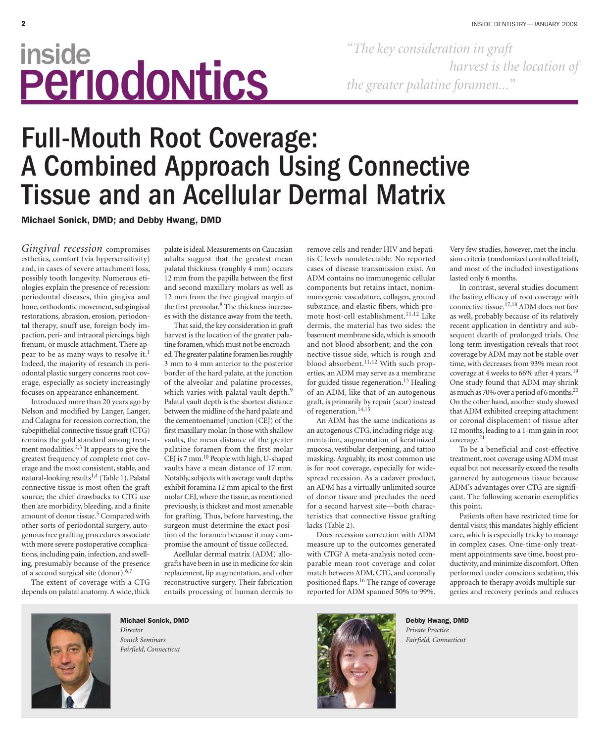# inside Periodontics

*"The key consideration in graft harvest is the location of the greater palatine foramen..."*

# Full-Mouth Root Coverage: A Combined Approach Using Connective Tissue and an Acellular Dermal Matrix

**Michael Sonick, DMD; and Debby Hwang, DMD**

*Gingival recession* compromises esthetics, comfort (via hypersensitivity) and, in cases of severe attachment loss, possibly tooth longevity. Numerous etiologies explain the presence of recession: periodontal diseases, thin gingiva and bone, orthodontic movement, subgingival restorations, abrasion, erosion, periodontal therapy, snuff use, foreign body impaction, peri- and intraoral piercings, high frenum, or muscle attachment. There appear to be as many ways to resolve it.[1] Indeed, the majority of research in periodontal plastic surgery concerns root coverage, especially as society increasingly focuses on appearance enhancement.

Introduced more than 20 years ago by Nelson and modified by Langer, Langer, and Calagna for recession correction, the subepithelial connective tissue graft (CTG) remains the gold standard among treatment modalities.[2,3] It appears to give the greatest frequency of complete root coverage and the most consistent, stable, and natural-looking results[1,4] (Table 1). Palatal connective tissue is most often the graft source; the chief drawbacks to CTG use then are morbidity, bleeding, and a finite amount of donor tissue.[5] Compared with other sorts of periodontal surgery, autogenous free grafting procedures associate with more severe postoperative complications, including pain, infection, and swelling, presumably because of the presence of a second surgical site (donor).[6,7]

The extent of coverage with a CTG depends on palatal anatomy. A wide, thick palate is ideal. Measurements on Caucasian adults suggest that the greatest mean palatal thickness (roughly 4 mm) occurs 12 mm from the papilla between the first and second maxillary molars as well as 12 mm from the free gingival margin of the first premolar.[8] The thickness increases with the distance away from the teeth.

That said, the key consideration in graft harvest is the location of the greater palatine foramen, which must not be encroached. The greater palatine foramen lies roughly 3 mm to 4 mm anterior to the posterior border of the hard palate, at the junction of the alveolar and palatine processes, which varies with palatal vault depth.[9] Palatal vault depth is the shortest distance between the midline of the hard palate and the cementoenamel junction (CEJ) of the first maxillary molar. In those with shallow vaults, the mean distance of the greater palatine foramen from the first molar CEJ is 7 mm.[10] People with high, U-shaped vaults have a mean distance of 17 mm. Notably, subjects with average vault depths exhibit foramina 12 mm apical to the first molar CEJ, where the tissue, as mentioned previously, is thickest and most amenable for grafting. Thus, before harvesting, the surgeon must determine the exact position of the foramen because it may compromise the amount of tissue collected.

Acellular dermal matrix (ADM) allografts have been in use in medicine for skin replacement, lip augmentation, and other reconstructive surgery. Their fabrication entails processing of human dermis to remove cells and render HIV and hepatitis C levels nondetectable. No reported cases of disease transmission exist. An ADM contains no immunogenic cellular components but retains intact, nonimmunogenic vasculature, collagen, ground substance, and elastic fibers, which promote host-cell establishment.[11,12] Like dermis, the material has two sides: the basement membrane side, which is smooth and not blood absorbent; and the connective tissue side, which is rough and blood absorbent.[11,12] With such properties, an ADM may serve as a membrane for guided tissue regeneration.[13] Healing of an ADM, like that of an autogenous graft, is primarily by repair (scar) instead of regeneration.[14,15]

An ADM has the same indications as an autogenous CTG, including ridge augmentation, augmentation of keratinized mucosa, vestibular deepening, and tattoo masking. Arguably, its most common use is for root coverage, especially for widespread recession. As a cadaver product, an ADM has a virtually unlimited source of donor tissue and precludes the need for a second harvest site—both characteristics that connective tissue grafting lacks (Table 2).

Does recession correction with ADM measure up to the outcomes generated with CTG? A meta-analysis noted comparable mean root coverage and color match between ADM, CTG, and coronally positioned flaps.[16] The range of coverage reported for ADM spanned 50% to 99%. Very few studies, however, met the inclusion criteria (randomized controlled trial), and most of the included investigations lasted only 6 months.

In contrast, several studies document the lasting efficacy of root coverage with connective tissue.[17,18] ADM does not fare as well, probably because of its relatively recent application in dentistry and subsequent dearth of prolonged trials. One long-term investigation reveals that root coverage by ADM may not be stable over time, with decreases from 93% mean root coverage at 4 weeks to 66% after 4 years.[19] One study found that ADM may shrink as much as 70% over a period of 6 months.[20] On the other hand, another study showed that ADM exhibited creeping attachment or coronal displacement of tissue after 12 months, leading to a 1-mm gain in root coverage.[21]

To be a beneficial and cost-effective treatment, root coverage using ADM must equal but not necessarily exceed the results garnered by autogenous tissue because ADM's advantages over CTG are significant. The following scenario exemplifies this point.

Patients often have restricted time for dental visits; this mandates highly efficient care, which is especially tricky to manage in complex cases. One-time-only treatment appointments save time, boost productivity, and minimize discomfort. Often performed under conscious sedation, this approach to therapy avoids multiple surgeries and recovery periods and reduces

**Michael Sonick, DMD**
*Director*
*Sonick Seminars*
*Fairfield, Connecticut*

**Debby Hwang, DMD**
*Private Practice*
*Fairfield, Connecticut*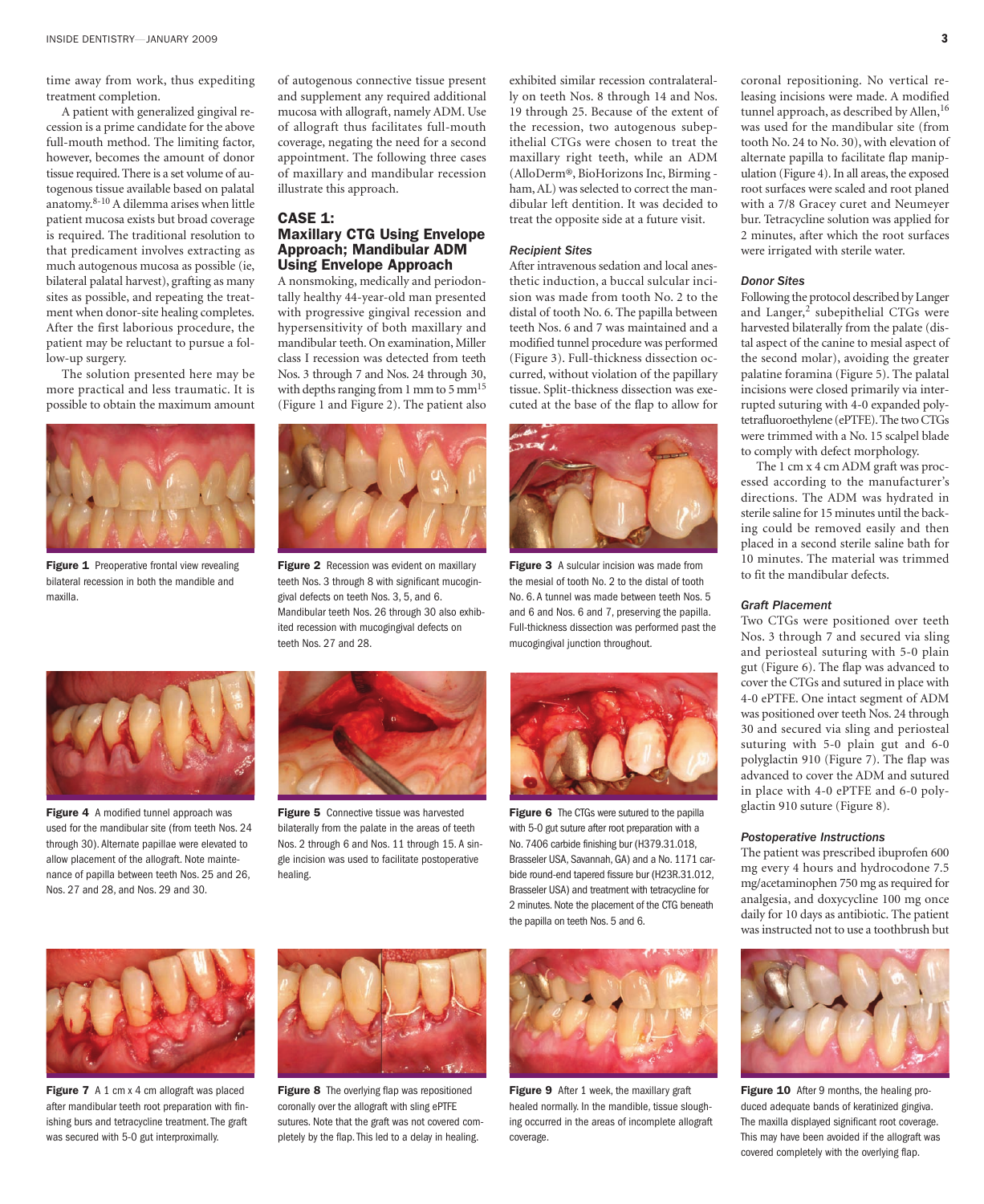time away from work, thus expediting treatment completion.

A patient with generalized gingival recession is a prime candidate for the above full-mouth method. The limiting factor, however, becomes the amount of donor tissue required. There is a set volume of autogenous tissue available based on palatal anatomy.[8-10] A dilemma arises when little patient mucosa exists but broad coverage is required. The traditional resolution to that predicament involves extracting as much autogenous mucosa as possible (ie, bilateral palatal harvest), grafting as many sites as possible, and repeating the treatment when donor-site healing completes. After the first laborious procedure, the patient may be reluctant to pursue a follow-up surgery.

The solution presented here may be more practical and less traumatic. It is possible to obtain the maximum amount of autogenous connective tissue present and supplement any required additional mucosa with allograft, namely ADM. Use of allograft thus facilitates full-mouth coverage, negating the need for a second appointment. The following three cases of maxillary and mandibular recession illustrate this approach.

## CASE 1: Maxillary CTG Using Envelope Approach; Mandibular ADM Using Envelope Approach

A nonsmoking, medically and periodontally healthy 44-year-old man presented with progressive gingival recession and hypersensitivity of both maxillary and mandibular teeth. On examination, Miller class I recession was detected from teeth Nos. 3 through 7 and Nos. 24 through 30, with depths ranging from 1 mm to 5 mm[15] (Figure 1 and Figure 2). The patient also exhibited similar recession contralaterally on teeth Nos. 8 through 14 and Nos. 19 through 25. Because of the extent of the recession, two autogenous subepithelial CTGs were chosen to treat the maxillary right teeth, while an ADM (AlloDerm®, BioHorizons Inc, Birmingham, AL) was selected to correct the mandibular left dentition. It was decided to treat the opposite side at a future visit.

### *Recipient Sites*

After intravenous sedation and local anesthetic induction, a buccal sulcular incision was made from tooth No. 2 to the distal of tooth No. 6. The papilla between teeth Nos. 6 and 7 was maintained and a modified tunnel procedure was performed (Figure 3). Full-thickness dissection occurred, without violation of the papillary tissue. Split-thickness dissection was executed at the base of the flap to allow for coronal repositioning. No vertical releasing incisions were made. A modified tunnel approach, as described by Allen,[16] was used for the mandibular site (from tooth No. 24 to No. 30), with elevation of alternate papilla to facilitate flap manipulation (Figure 4). In all areas, the exposed root surfaces were scaled and root planed with a 7/8 Gracey curet and Neumeyer bur. Tetracycline solution was applied for 2 minutes, after which the root surfaces were irrigated with sterile water.

### *Donor Sites*

Following the protocol described by Langer and Langer,[2] subepithelial CTGs were harvested bilaterally from the palate (distal aspect of the canine to mesial aspect of the second molar), avoiding the greater palatine foramina (Figure 5). The palatal incisions were closed primarily via interrupted suturing with 4-0 expanded polytetrafluoroethylene (ePTFE). The two CTGs were trimmed with a No. 15 scalpel blade to comply with defect morphology.

The 1 cm x 4 cm ADM graft was processed according to the manufacturer's directions. The ADM was hydrated in sterile saline for 15 minutes until the backing could be removed easily and then placed in a second sterile saline bath for 10 minutes. The material was trimmed to fit the mandibular defects.

### *Graft Placement*

Two CTGs were positioned over teeth Nos. 3 through 7 and secured via sling and periosteal suturing with 5-0 plain gut (Figure 6). The flap was advanced to cover the CTGs and sutured in place with 4-0 ePTFE. One intact segment of ADM was positioned over teeth Nos. 24 through 30 and secured via sling and periosteal suturing with 5-0 plain gut and 6-0 polyglactin 910 (Figure 7). The flap was advanced to cover the ADM and sutured in place with 4-0 ePTFE and 6-0 polyglactin 910 suture (Figure 8).

### *Postoperative Instructions*

The patient was prescribed ibuprofen 600 mg every 4 hours and hydrocodone 7.5 mg/acetaminophen 750 mg as required for analgesia, and doxycycline 100 mg once daily for 10 days as antibiotic. The patient was instructed not to use a toothbrush but

**Figure 1** Preoperative frontal view revealing bilateral recession in both the mandible and maxilla.

**Figure 2** Recession was evident on maxillary teeth Nos. 3 through 8 with significant mucogingival defects on teeth Nos. 3, 5, and 6. Mandibular teeth Nos. 26 through 30 also exhibited recession with mucogingival defects on teeth Nos. 27 and 28.

**Figure 3** A sulcular incision was made from the mesial of tooth No. 2 to the distal of tooth No. 6. A tunnel was made between teeth Nos. 5 and 6 and Nos. 6 and 7, preserving the papilla. Full-thickness dissection was performed past the mucogingival junction throughout.

**Figure 4** A modified tunnel approach was used for the mandibular site (from teeth Nos. 24 through 30). Alternate papillae were elevated to allow placement of the allograft. Note maintenance of papilla between teeth Nos. 25 and 26, Nos. 27 and 28, and Nos. 29 and 30.

**Figure 5** Connective tissue was harvested bilaterally from the palate in the areas of teeth Nos. 2 through 6 and Nos. 11 through 15. A single incision was used to facilitate postoperative healing.

**Figure 6** The CTGs were sutured to the papilla with 5-0 gut suture after root preparation with a No. 7406 carbide finishing bur (H379.31.018, Brasseler USA, Savannah, GA) and a No. 1171 carbide round-end tapered fissure bur (H23R.31.012, Brasseler USA) and treatment with tetracycline for 2 minutes. Note the placement of the CTG beneath the papilla on teeth Nos. 5 and 6.

**Figure 7** A 1 cm x 4 cm allograft was placed after mandibular teeth root preparation with finishing burs and tetracycline treatment. The graft was secured with 5-0 gut interproximally.

**Figure 8** The overlying flap was repositioned coronally over the allograft with sling ePTFE sutures. Note that the graft was not covered completely by the flap. This led to a delay in healing.

**Figure 9** After 1 week, the maxillary graft healed normally. In the mandible, tissue sloughing occurred in the areas of incomplete allograft coverage.

**Figure 10** After 9 months, the healing produced adequate bands of keratinized gingiva. The maxilla displayed significant root coverage. This may have been avoided if the allograft was covered completely with the overlying flap.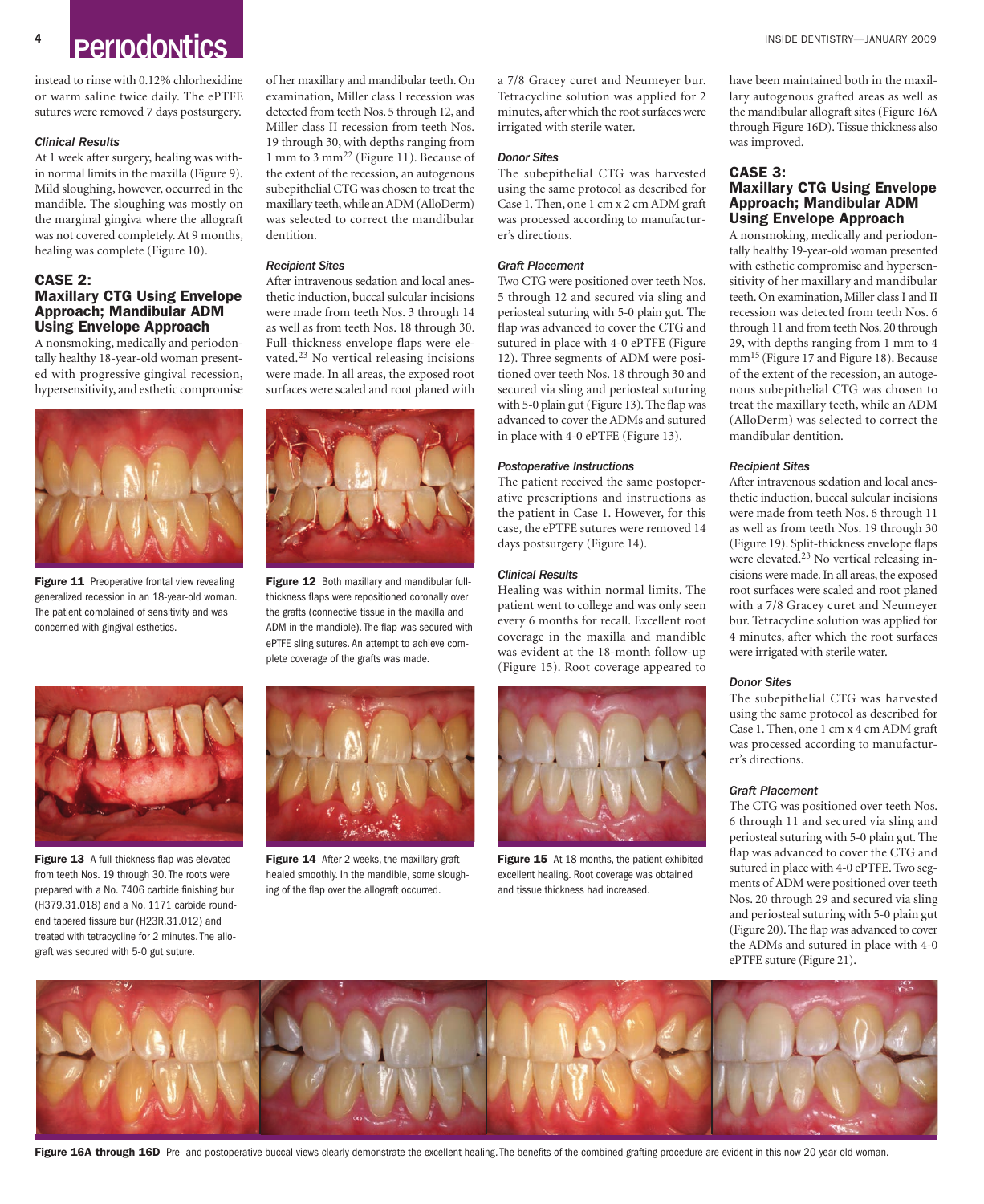instead to rinse with 0.12% chlorhexidine or warm saline twice daily. The ePTFE sutures were removed 7 days postsurgery.

*Clinical Results*

At 1 week after surgery, healing was within normal limits in the maxilla (Figure 9). Mild sloughing, however, occurred in the mandible. The sloughing was mostly on the marginal gingiva where the allograft was not covered completely. At 9 months, healing was complete (Figure 10).

## CASE 2: Maxillary CTG Using Envelope Approach; Mandibular ADM Using Envelope Approach

A nonsmoking, medically and periodontally healthy 18-year-old woman presented with progressive gingival recession, hypersensitivity, and esthetic compromise of her maxillary and mandibular teeth. On examination, Miller class I recession was detected from teeth Nos. 5 through 12, and Miller class II recession from teeth Nos. 19 through 30, with depths ranging from 1 mm to 3 mm[22] (Figure 11). Because of the extent of the recession, an autogenous subepithelial CTG was chosen to treat the maxillary teeth, while an ADM (AlloDerm) was selected to correct the mandibular dentition.

*Recipient Sites*

After intravenous sedation and local anesthetic induction, buccal sulcular incisions were made from teeth Nos. 3 through 14 as well as from teeth Nos. 18 through 30. Full-thickness envelope flaps were elevated.[23] No vertical releasing incisions were made. In all areas, the exposed root surfaces were scaled and root planed with a 7/8 Gracey curet and Neumeyer bur. Tetracycline solution was applied for 2 minutes, after which the root surfaces were irrigated with sterile water.

*Donor Sites*

The subepithelial CTG was harvested using the same protocol as described for Case 1. Then, one 1 cm x 2 cm ADM graft was processed according to manufacturer's directions.

*Graft Placement*

Two CTG were positioned over teeth Nos. 5 through 12 and secured via sling and periosteal suturing with 5-0 plain gut. The flap was advanced to cover the CTG and sutured in place with 4-0 ePTFE (Figure 12). Three segments of ADM were positioned over teeth Nos. 18 through 30 and secured via sling and periosteal suturing with 5-0 plain gut (Figure 13). The flap was advanced to cover the ADMs and sutured in place with 4-0 ePTFE (Figure 13).

*Postoperative Instructions*

The patient received the same postoperative prescriptions and instructions as the patient in Case 1. However, for this case, the ePTFE sutures were removed 14 days postsurgery (Figure 14).

*Clinical Results*

Healing was within normal limits. The patient went to college and was only seen every 6 months for recall. Excellent root coverage in the maxilla and mandible was evident at the 18-month follow-up (Figure 15). Root coverage appeared to have been maintained both in the maxillary autogenous grafted areas as well as the mandibular allograft sites (Figure 16A through Figure 16D). Tissue thickness also was improved.

**Figure 11** Preoperative frontal view revealing generalized recession in an 18-year-old woman. The patient complained of sensitivity and was concerned with gingival esthetics.

**Figure 12** Both maxillary and mandibular full-thickness flaps were repositioned coronally over the grafts (connective tissue in the maxilla and ADM in the mandible). The flap was secured with ePTFE sling sutures. An attempt to achieve complete coverage of the grafts was made.

**Figure 13** A full-thickness flap was elevated from teeth Nos. 19 through 30. The roots were prepared with a No. 7406 carbide finishing bur (H379.31.018) and a No. 1171 carbide round-end tapered fissure bur (H23R.31.012) and treated with tetracycline for 2 minutes. The allograft was secured with 5-0 gut suture.

**Figure 14** After 2 weeks, the maxillary graft healed smoothly. In the mandible, some sloughing of the flap over the allograft occurred.

**Figure 15** At 18 months, the patient exhibited excellent healing. Root coverage was obtained and tissue thickness had increased.

## CASE 3: Maxillary CTG Using Envelope Approach; Mandibular ADM Using Envelope Approach

A nonsmoking, medically and periodontally healthy 19-year-old woman presented with esthetic compromise and hypersensitivity of her maxillary and mandibular teeth. On examination, Miller class I and II recession was detected from teeth Nos. 6 through 11 and from teeth Nos. 20 through 29, with depths ranging from 1 mm to 4 mm[15] (Figure 17 and Figure 18). Because of the extent of the recession, an autogenous subepithelial CTG was chosen to treat the maxillary teeth, while an ADM (AlloDerm) was selected to correct the mandibular dentition.

*Recipient Sites*

After intravenous sedation and local anesthetic induction, buccal sulcular incisions were made from teeth Nos. 6 through 11 as well as from teeth Nos. 19 through 30 (Figure 19). Split-thickness envelope flaps were elevated.[23] No vertical releasing incisions were made. In all areas, the exposed root surfaces were scaled and root planed with a 7/8 Gracey curet and Neumeyer bur. Tetracycline solution was applied for 4 minutes, after which the root surfaces were irrigated with sterile water.

*Donor Sites*

The subepithelial CTG was harvested using the same protocol as described for Case 1. Then, one 1 cm x 4 cm ADM graft was processed according to manufacturer's directions.

*Graft Placement*

The CTG was positioned over teeth Nos. 6 through 11 and secured via sling and periosteal suturing with 5-0 plain gut. The flap was advanced to cover the CTG and sutured in place with 4-0 ePTFE. Two segments of ADM were positioned over teeth Nos. 20 through 29 and secured via sling and periosteal suturing with 5-0 plain gut (Figure 20). The flap was advanced to cover the ADMs and sutured in place with 4-0 ePTFE suture (Figure 21).

**Figure 16A through 16D** Pre- and postoperative buccal views clearly demonstrate the excellent healing. The benefits of the combined grafting procedure are evident in this now 20-year-old woman.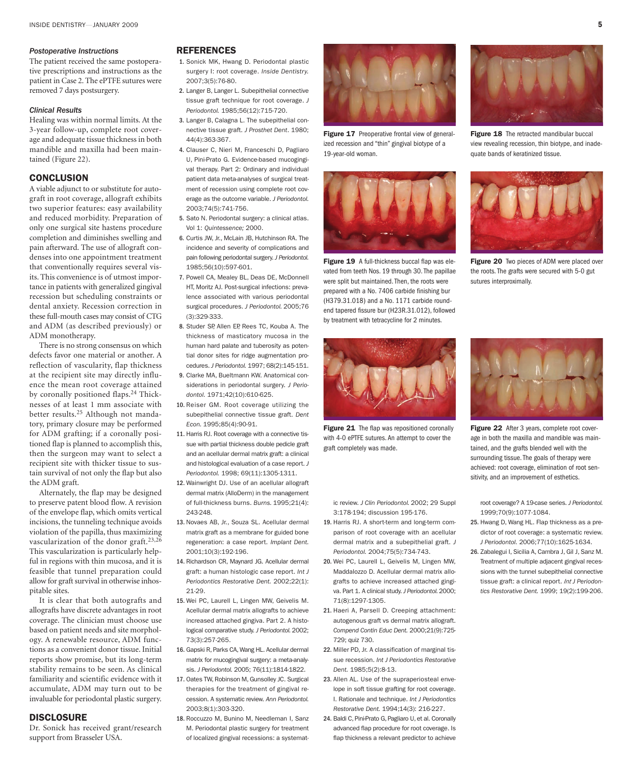### *Postoperative Instructions*

The patient received the same postoperative prescriptions and instructions as the patient in Case 2. The ePTFE sutures were removed 7 days postsurgery.

### *Clinical Results*

Healing was within normal limits. At the 3-year follow-up, complete root coverage and adequate tissue thickness in both mandible and maxilla had been maintained (Figure 22).

## CONCLUSION

A viable adjunct to or substitute for autograft in root coverage, allograft exhibits two superior features: easy availability and reduced morbidity. Preparation of only one surgical site hastens procedure completion and diminishes swelling and pain afterward. The use of allograft condenses into one appointment treatment that conventionally requires several visits. This convenience is of utmost importance in patients with generalized gingival recession but scheduling constraints or dental anxiety. Recession correction in these full-mouth cases may consist of CTG and ADM (as described previously) or ADM monotherapy.

There is no strong consensus on which defects favor one material or another. A reflection of vascularity, flap thickness at the recipient site may directly influence the mean root coverage attained by coronally positioned flaps.[24] Thicknesses of at least 1 mm associate with better results.[25] Although not mandatory, primary closure may be performed for ADM grafting; if a coronally positioned flap is planned to accomplish this, then the surgeon may want to select a recipient site with thicker tissue to sustain survival of not only the flap but also the ADM graft.

Alternately, the flap may be designed to preserve patent blood flow. A revision of the envelope flap, which omits vertical incisions, the tunneling technique avoids violation of the papilla, thus maximizing vascularization of the donor graft.[23,26] This vascularization is particularly helpful in regions with thin mucosa, and it is feasible that tunnel preparation could allow for graft survival in otherwise inhospitable sites.

It is clear that both autografts and allografts have discrete advantages in root coverage. The clinician must choose use based on patient needs and site morphology. A renewable resource, ADM functions as a convenient donor tissue. Initial reports show promise, but its long-term stability remains to be seen. As clinical familiarity and scientific evidence with it accumulate, ADM may turn out to be invaluable for periodontal plastic surgery.

## DISCLOSURE

Dr. Sonick has received grant/research support from Brasseler USA.

**Figure 17** Preoperative frontal view of generalized recession and "thin" gingival biotype of a 19-year-old woman.

**Figure 18** The retracted mandibular buccal view revealing recession, thin biotype, and inadequate bands of keratinized tissue.

**Figure 19** A full-thickness buccal flap was elevated from teeth Nos. 19 through 30. The papillae were split but maintained. Then, the roots were prepared with a No. 7406 carbide finishing bur (H379.31.018) and a No. 1171 carbide round-end tapered fissure bur (H23R.31.012), followed by treatment with tetracycline for 2 minutes.

**Figure 20** Two pieces of ADM were placed over the roots. The grafts were secured with 5-0 gut sutures interproximally.

**Figure 21** The flap was repositioned coronally with 4-0 ePTFE sutures. An attempt to cover the graft completely was made.

**Figure 22** After 3 years, complete root coverage in both the maxilla and mandible was maintained, and the grafts blended well with the surrounding tissue. The goals of therapy were achieved: root coverage, elimination of root sensitivity, and an improvement of esthetics.

## REFERENCES

1. Sonick MK, Hwang D. Periodontal plastic surgery I: root coverage. *Inside Dentistry.* 2007;3(5):76-80.
2. Langer B, Langer L. Subepithelial connective tissue graft technique for root coverage. *J Periodontol.* 1985;56(12):715-720.
3. Langer B, Calagna L. The subepithelial connective tissue graft. *J Prosthet Dent.* 1980; 44(4):363-367.
4. Clauser C, Nieri M, Franceschi D, Pagliaro U, Pini-Prato G. Evidence-based mucogingival therapy. Part 2: Ordinary and individual patient data meta-analyses of surgical treatment of recession using complete root coverage as the outcome variable. *J Periodontol.* 2003;74(5):741-756.
5. Sato N. Periodontal surgery: a clinical atlas. Vol 1: *Quintessence;* 2000.
6. Curtis JW, Jr., McLain JB, Hutchinson RA. The incidence and severity of complications and pain following periodontal surgery. *J Periodontol.* 1985;56(10):597-601.
7. Powell CA, Mealey BL, Deas DE, McDonnell HT, Moritz AJ. Post-surgical infections: prevalence associated with various periodontal surgical procedures. *J Periodontol.* 2005;76 (3):329-333.
8. Studer SP, Allen EP, Rees TC, Kouba A. The thickness of masticatory mucosa in the human hard palate and tuberosity as potential donor sites for ridge augmentation procedures. *J Periodontol.* 1997; 68(2):145-151.
9. Clarke MA, Bueltmann KW. Anatomical considerations in periodontal surgery. *J Periodontol.* 1971;42(10):610-625.
10. Reiser GM. Root coverage utilizing the subepithelial connective tissue graft. *Dent Econ.* 1995;85(4):90-91.
11. Harris RJ. Root coverage with a connective tissue with partial thickness double pedicle graft and an acellular dermal matrix graft: a clinical and histological evaluation of a case report. *J Periodontol.* 1998; 69(11):1305-1311.
12. Wainwright DJ. Use of an acellular allograft dermal matrix (AlloDerm) in the management of full-thickness burns. *Burns.* 1995;21(4): 243-248.
13. Novaes AB, Jr., Souza SL. Acellular dermal matrix graft as a membrane for guided bone regeneration: a case report. *Implant Dent.* 2001;10(3):192-196.
14. Richardson CR, Maynard JG. Acellular dermal graft: a human histologic case report. *Int J Periodontics Restorative Dent.* 2002;22(1): 21-29.
15. Wei PC, Laurell L, Lingen MW, Geivelis M. Acellular dermal matrix allografts to achieve increased attached gingiva. Part 2. A histological comparative study. *J Periodontol.* 2002; 73(3):257-265.
16. Gapski R, Parks CA, Wang HL. Acellular dermal matrix for mucogingival surgery: a meta-analysis. *J Periodontol.* 2005; 76(11):1814-1822.
17. Oates TW, Robinson M, Gunsolley JC. Surgical therapies for the treatment of gingival recession. A systematic review. *Ann Periodontol.* 2003;8(1):303-320.
18. Roccuzzo M, Bunino M, Needleman I, Sanz M. Periodontal plastic surgery for treatment of localized gingival recessions: a systematic review. *J Clin Periodontol.* 2002; 29 Suppl 3:178-194; discussion 195-176.
19. Harris RJ. A short-term and long-term comparison of root coverage with an acellular dermal matrix and a subepithelial graft. *J Periodontol.* 2004;75(5):734-743.
20. Wei PC, Laurell L, Geivelis M, Lingen MW, Maddalozzo D. Acellular dermal matrix allografts to achieve increased attached gingiva. Part 1. A clinical study. *J Periodontol.* 2000; 71(8):1297-1305.
21. Haeri A, Parsell D. Creeping attachment: autogenous graft vs dermal matrix allograft. *Compend Contin Educ Dent.* 2000;21(9):725-729; quiz 730.
22. Miller PD, Jr. A classification of marginal tissue recession. *Int J Periodontics Restorative Dent.* 1985;5(2):8-13.
23. Allen AL. Use of the supraperiosteal envelope in soft tissue grafting for root coverage. I. Rationale and technique. *Int J Periodontics Restorative Dent.* 1994;14(3): 216-227.
24. Baldi C, Pini-Prato G, Pagliaro U, et al. Coronally advanced flap procedure for root coverage. Is flap thickness a relevant predictor to achieve root coverage? A 19-case series. *J Periodontol.* 1999;70(9):1077-1084.
25. Hwang D, Wang HL. Flap thickness as a predictor of root coverage: a systematic review. *J Periodontol.* 2006;77(10):1625-1634.
26. Zabalegui I, Sicilia A, Cambra J, Gil J, Sanz M. Treatment of multiple adjacent gingival recessions with the tunnel subepithelial connective tissue graft: a clinical report. *Int J Periodontics Restorative Dent.* 1999; 19(2):199-206.